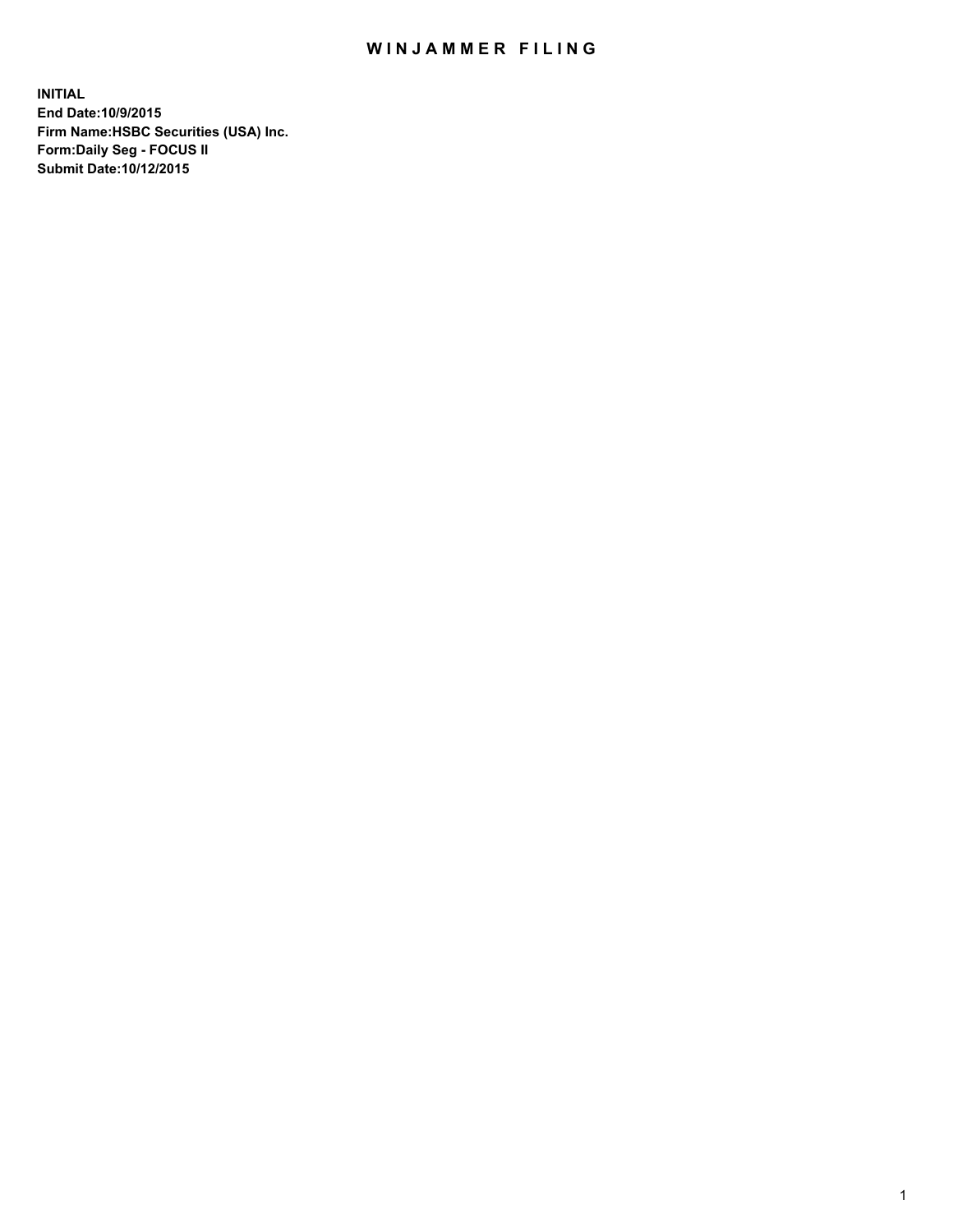# WINJAMMER FILING

**INITIAL**
**End Date:10/9/2015**
**Firm Name:HSBC Securities (USA) Inc.**
**Form:Daily Seg - FOCUS II**
**Submit Date:10/12/2015**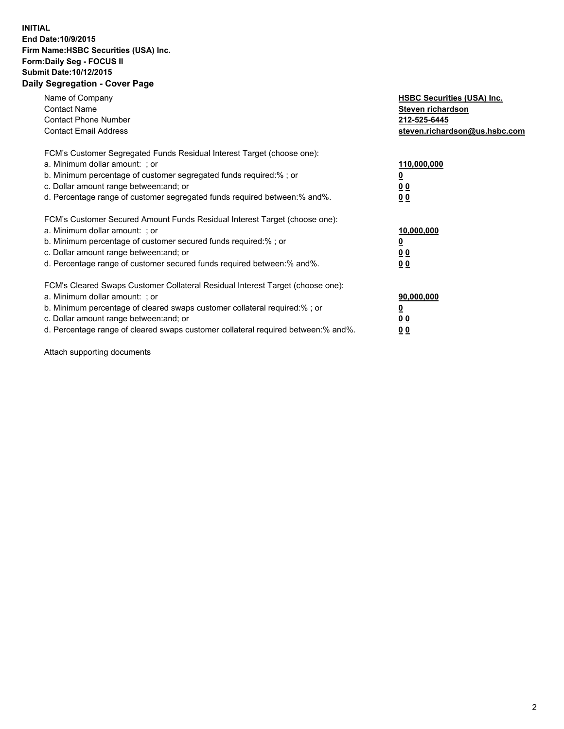**INITIAL**
**End Date:10/9/2015**
**Firm Name:HSBC Securities (USA) Inc.**
**Form:Daily Seg - FOCUS II**
**Submit Date:10/12/2015**

## Daily Segregation - Cover Page

| | |
|---|---|
| Name of Company | **HSBC Securities (USA) Inc.** |
| Contact Name | **Steven richardson** |
| Contact Phone Number | **212-525-6445** |
| Contact Email Address | **steven.richardson@us.hsbc.com** |
| FCM's Customer Segregated Funds Residual Interest Target (choose one): | |
| a. Minimum dollar amount: ; or | **110,000,000** |
| b. Minimum percentage of customer segregated funds required:% ; or | **0** |
| c. Dollar amount range between:and; or | **0 0** |
| d. Percentage range of customer segregated funds required between:% and%. | **0 0** |
| FCM's Customer Secured Amount Funds Residual Interest Target (choose one): | |
| a. Minimum dollar amount: ; or | **10,000,000** |
| b. Minimum percentage of customer secured funds required:% ; or | **0** |
| c. Dollar amount range between:and; or | **0 0** |
| d. Percentage range of customer secured funds required between:% and%. | **0 0** |
| FCM's Cleared Swaps Customer Collateral Residual Interest Target (choose one): | |
| a. Minimum dollar amount: ; or | **90,000,000** |
| b. Minimum percentage of cleared swaps customer collateral required:% ; or | **0** |
| c. Dollar amount range between:and; or | **0 0** |
| d. Percentage range of cleared swaps customer collateral required between:% and%. | **0 0** |

Attach supporting documents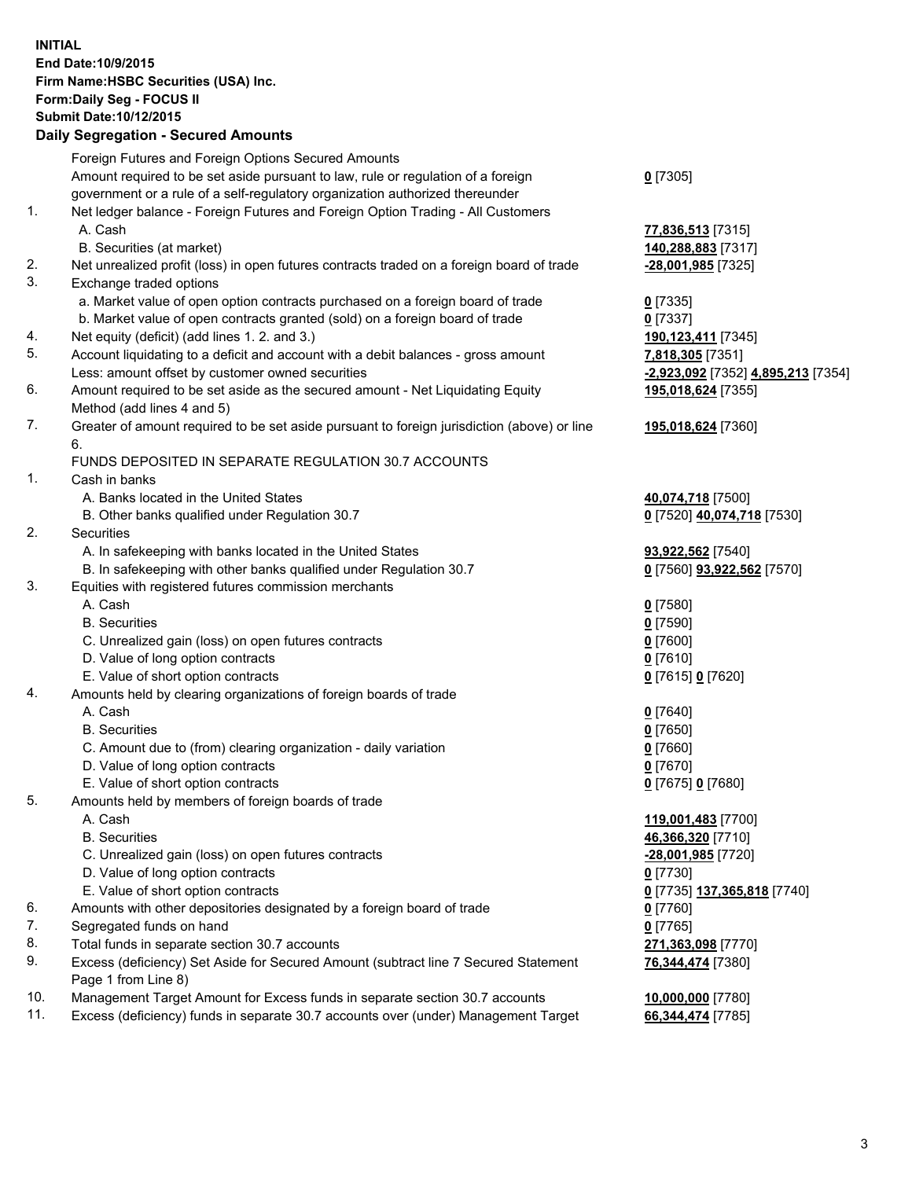**INITIAL**
**End Date:10/9/2015**
**Firm Name:HSBC Securities (USA) Inc.**
**Form:Daily Seg - FOCUS II**
**Submit Date:10/12/2015**

## Daily Segregation - Secured Amounts

| | | |
|---|---|---|
| | Foreign Futures and Foreign Options Secured Amounts | |
| | Amount required to be set aside pursuant to law, rule or regulation of a foreign government or a rule of a self-regulatory organization authorized thereunder | **0** [7305] |
| 1. | Net ledger balance - Foreign Futures and Foreign Option Trading - All Customers | |
| | A. Cash | **77,836,513** [7315] |
| | B. Securities (at market) | **140,288,883** [7317] |
| 2. | Net unrealized profit (loss) in open futures contracts traded on a foreign board of trade | **-28,001,985** [7325] |
| 3. | Exchange traded options | |
| | a. Market value of open option contracts purchased on a foreign board of trade | **0** [7335] |
| | b. Market value of open contracts granted (sold) on a foreign board of trade | **0** [7337] |
| 4. | Net equity (deficit) (add lines 1. 2. and 3.) | **190,123,411** [7345] |
| 5. | Account liquidating to a deficit and account with a debit balances - gross amount | **7,818,305** [7351] |
| | Less: amount offset by customer owned securities | **-2,923,092** [7352] **4,895,213** [7354] |
| 6. | Amount required to be set aside as the secured amount - Net Liquidating Equity Method (add lines 4 and 5) | **195,018,624** [7355] |
| 7. | Greater of amount required to be set aside pursuant to foreign jurisdiction (above) or line 6. | **195,018,624** [7360] |
| | FUNDS DEPOSITED IN SEPARATE REGULATION 30.7 ACCOUNTS | |
| 1. | Cash in banks | |
| | A. Banks located in the United States | **40,074,718** [7500] |
| | B. Other banks qualified under Regulation 30.7 | **0** [7520] **40,074,718** [7530] |
| 2. | Securities | |
| | A. In safekeeping with banks located in the United States | **93,922,562** [7540] |
| | B. In safekeeping with other banks qualified under Regulation 30.7 | **0** [7560] **93,922,562** [7570] |
| 3. | Equities with registered futures commission merchants | |
| | A. Cash | **0** [7580] |
| | B. Securities | **0** [7590] |
| | C. Unrealized gain (loss) on open futures contracts | **0** [7600] |
| | D. Value of long option contracts | **0** [7610] |
| | E. Value of short option contracts | **0** [7615] **0** [7620] |
| 4. | Amounts held by clearing organizations of foreign boards of trade | |
| | A. Cash | **0** [7640] |
| | B. Securities | **0** [7650] |
| | C. Amount due to (from) clearing organization - daily variation | **0** [7660] |
| | D. Value of long option contracts | **0** [7670] |
| | E. Value of short option contracts | **0** [7675] **0** [7680] |
| 5. | Amounts held by members of foreign boards of trade | |
| | A. Cash | **119,001,483** [7700] |
| | B. Securities | **46,366,320** [7710] |
| | C. Unrealized gain (loss) on open futures contracts | **-28,001,985** [7720] |
| | D. Value of long option contracts | **0** [7730] |
| | E. Value of short option contracts | **0** [7735] **137,365,818** [7740] |
| 6. | Amounts with other depositories designated by a foreign board of trade | **0** [7760] |
| 7. | Segregated funds on hand | **0** [7765] |
| 8. | Total funds in separate section 30.7 accounts | **271,363,098** [7770] |
| 9. | Excess (deficiency) Set Aside for Secured Amount (subtract line 7 Secured Statement Page 1 from Line 8) | **76,344,474** [7380] |
| 10. | Management Target Amount for Excess funds in separate section 30.7 accounts | **10,000,000** [7780] |
| 11. | Excess (deficiency) funds in separate 30.7 accounts over (under) Management Target | **66,344,474** [7785] |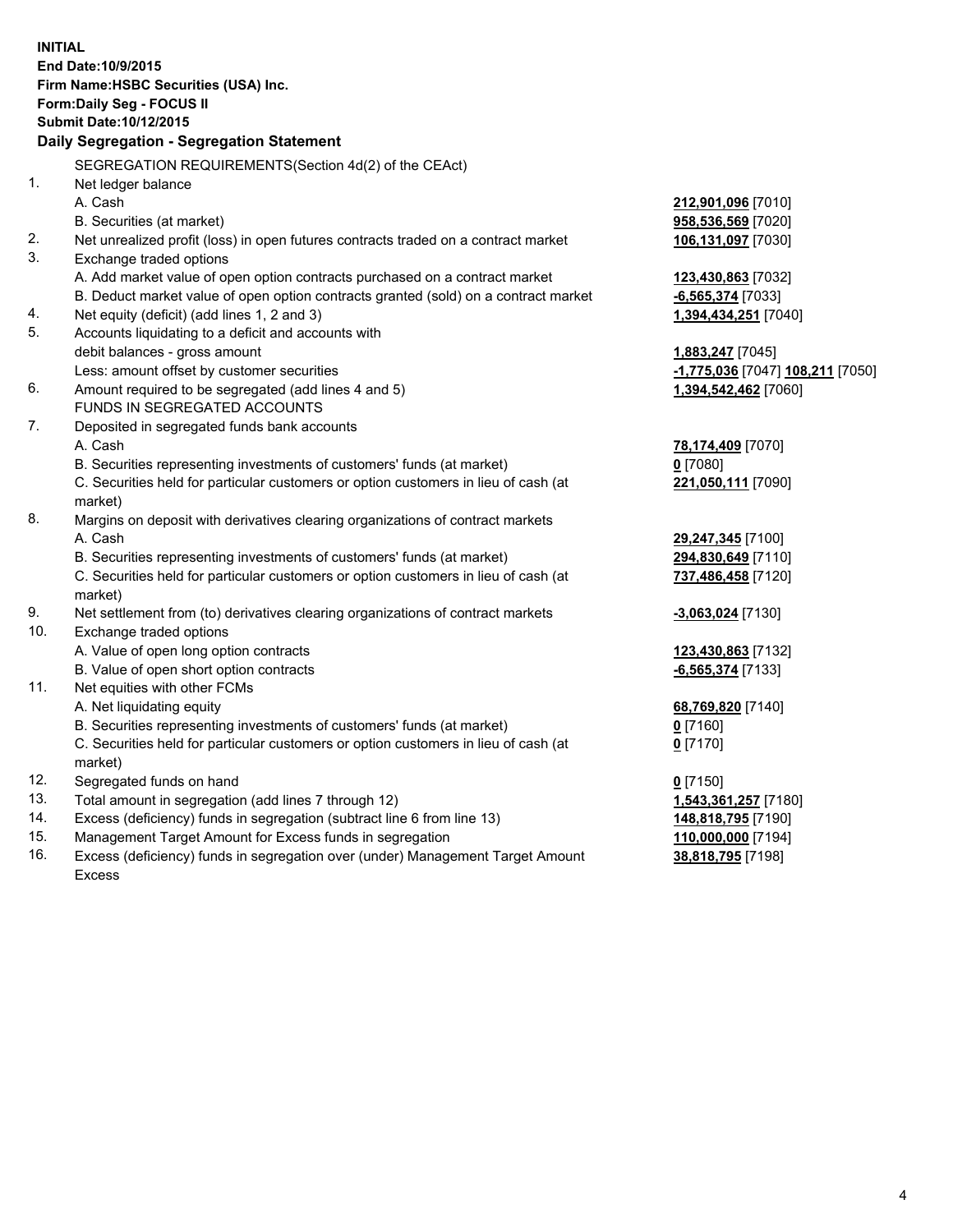**INITIAL**
**End Date:10/9/2015**
**Firm Name:HSBC Securities (USA) Inc.**
**Form:Daily Seg - FOCUS II**
**Submit Date:10/12/2015**

**Daily Segregation - Segregation Statement**

SEGREGATION REQUIREMENTS(Section 4d(2) of the CEAct)

| | | |
|---|---|---|
| 1. | Net ledger balance | |
| | A. Cash | **212,901,096** [7010] |
| | B. Securities (at market) | **958,536,569** [7020] |
| 2. | Net unrealized profit (loss) in open futures contracts traded on a contract market | **106,131,097** [7030] |
| 3. | Exchange traded options | |
| | A. Add market value of open option contracts purchased on a contract market | **123,430,863** [7032] |
| | B. Deduct market value of open option contracts granted (sold) on a contract market | **-6,565,374** [7033] |
| 4. | Net equity (deficit) (add lines 1, 2 and 3) | **1,394,434,251** [7040] |
| 5. | Accounts liquidating to a deficit and accounts with debit balances - gross amount | **1,883,247** [7045] |
| | Less: amount offset by customer securities | **-1,775,036** [7047] **108,211** [7050] |
| 6. | Amount required to be segregated (add lines 4 and 5) | **1,394,542,462** [7060] |
| | FUNDS IN SEGREGATED ACCOUNTS | |
| 7. | Deposited in segregated funds bank accounts | |
| | A. Cash | **78,174,409** [7070] |
| | B. Securities representing investments of customers' funds (at market) | **0** [7080] |
| | C. Securities held for particular customers or option customers in lieu of cash (at market) | **221,050,111** [7090] |
| 8. | Margins on deposit with derivatives clearing organizations of contract markets | |
| | A. Cash | **29,247,345** [7100] |
| | B. Securities representing investments of customers' funds (at market) | **294,830,649** [7110] |
| | C. Securities held for particular customers or option customers in lieu of cash (at market) | **737,486,458** [7120] |
| 9. | Net settlement from (to) derivatives clearing organizations of contract markets | **-3,063,024** [7130] |
| 10. | Exchange traded options | |
| | A. Value of open long option contracts | **123,430,863** [7132] |
| | B. Value of open short option contracts | **-6,565,374** [7133] |
| 11. | Net equities with other FCMs | |
| | A. Net liquidating equity | **68,769,820** [7140] |
| | B. Securities representing investments of customers' funds (at market) | **0** [7160] |
| | C. Securities held for particular customers or option customers in lieu of cash (at market) | **0** [7170] |
| 12. | Segregated funds on hand | **0** [7150] |
| 13. | Total amount in segregation (add lines 7 through 12) | **1,543,361,257** [7180] |
| 14. | Excess (deficiency) funds in segregation (subtract line 6 from line 13) | **148,818,795** [7190] |
| 15. | Management Target Amount for Excess funds in segregation | **110,000,000** [7194] |
| 16. | Excess (deficiency) funds in segregation over (under) Management Target Amount Excess | **38,818,795** [7198] |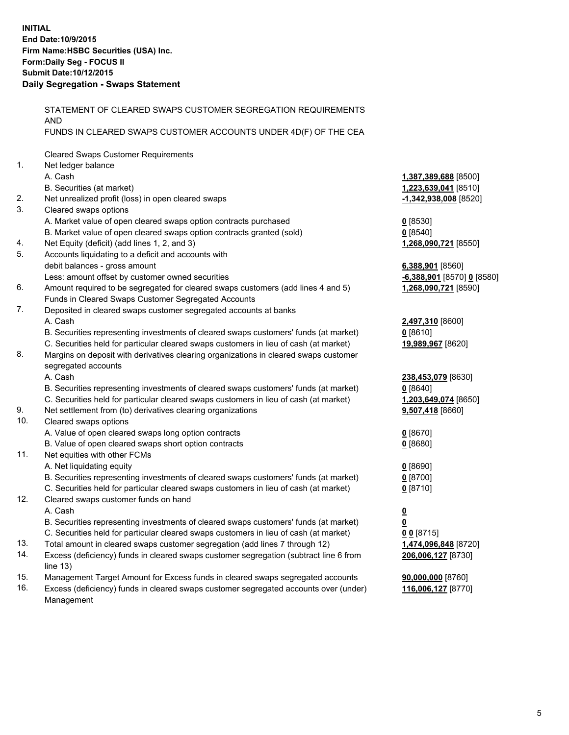**INITIAL**
**End Date:10/9/2015**
**Firm Name:HSBC Securities (USA) Inc.**
**Form:Daily Seg - FOCUS II**
**Submit Date:10/12/2015**
**Daily Segregation - Swaps Statement**

STATEMENT OF CLEARED SWAPS CUSTOMER SEGREGATION REQUIREMENTS AND FUNDS IN CLEARED SWAPS CUSTOMER ACCOUNTS UNDER 4D(F) OF THE CEA

| | | |
|---|---|---|
| | Cleared Swaps Customer Requirements | |
| 1. | Net ledger balance | |
| | A. Cash | **1,387,389,688** [8500] |
| | B. Securities (at market) | **1,223,639,041** [8510] |
| 2. | Net unrealized profit (loss) in open cleared swaps | **-1,342,938,008** [8520] |
| 3. | Cleared swaps options | |
| | A. Market value of open cleared swaps option contracts purchased | **0** [8530] |
| | B. Market value of open cleared swaps option contracts granted (sold) | **0** [8540] |
| 4. | Net Equity (deficit) (add lines 1, 2, and 3) | **1,268,090,721** [8550] |
| 5. | Accounts liquidating to a deficit and accounts with debit balances - gross amount | **6,388,901** [8560] |
| | Less: amount offset by customer owned securities | **-6,388,901** [8570] **0** [8580] |
| 6. | Amount required to be segregated for cleared swaps customers (add lines 4 and 5) | **1,268,090,721** [8590] |
| | Funds in Cleared Swaps Customer Segregated Accounts | |
| 7. | Deposited in cleared swaps customer segregated accounts at banks | |
| | A. Cash | **2,497,310** [8600] |
| | B. Securities representing investments of cleared swaps customers' funds (at market) | **0** [8610] |
| | C. Securities held for particular cleared swaps customers in lieu of cash (at market) | **19,989,967** [8620] |
| 8. | Margins on deposit with derivatives clearing organizations in cleared swaps customer segregated accounts | |
| | A. Cash | **238,453,079** [8630] |
| | B. Securities representing investments of cleared swaps customers' funds (at market) | **0** [8640] |
| | C. Securities held for particular cleared swaps customers in lieu of cash (at market) | **1,203,649,074** [8650] |
| 9. | Net settlement from (to) derivatives clearing organizations | **9,507,418** [8660] |
| 10. | Cleared swaps options | |
| | A. Value of open cleared swaps long option contracts | **0** [8670] |
| | B. Value of open cleared swaps short option contracts | **0** [8680] |
| 11. | Net equities with other FCMs | |
| | A. Net liquidating equity | **0** [8690] |
| | B. Securities representing investments of cleared swaps customers' funds (at market) | **0** [8700] |
| | C. Securities held for particular cleared swaps customers in lieu of cash (at market) | **0** [8710] |
| 12. | Cleared swaps customer funds on hand | |
| | A. Cash | **0** |
| | B. Securities representing investments of cleared swaps customers' funds (at market) | **0** |
| | C. Securities held for particular cleared swaps customers in lieu of cash (at market) | **0** **0** [8715] |
| 13. | Total amount in cleared swaps customer segregation (add lines 7 through 12) | **1,474,096,848** [8720] |
| 14. | Excess (deficiency) funds in cleared swaps customer segregation (subtract line 6 from line 13) | **206,006,127** [8730] |
| 15. | Management Target Amount for Excess funds in cleared swaps segregated accounts | **90,000,000** [8760] |
| 16. | Excess (deficiency) funds in cleared swaps customer segregated accounts over (under) Management | **116,006,127** [8770] |